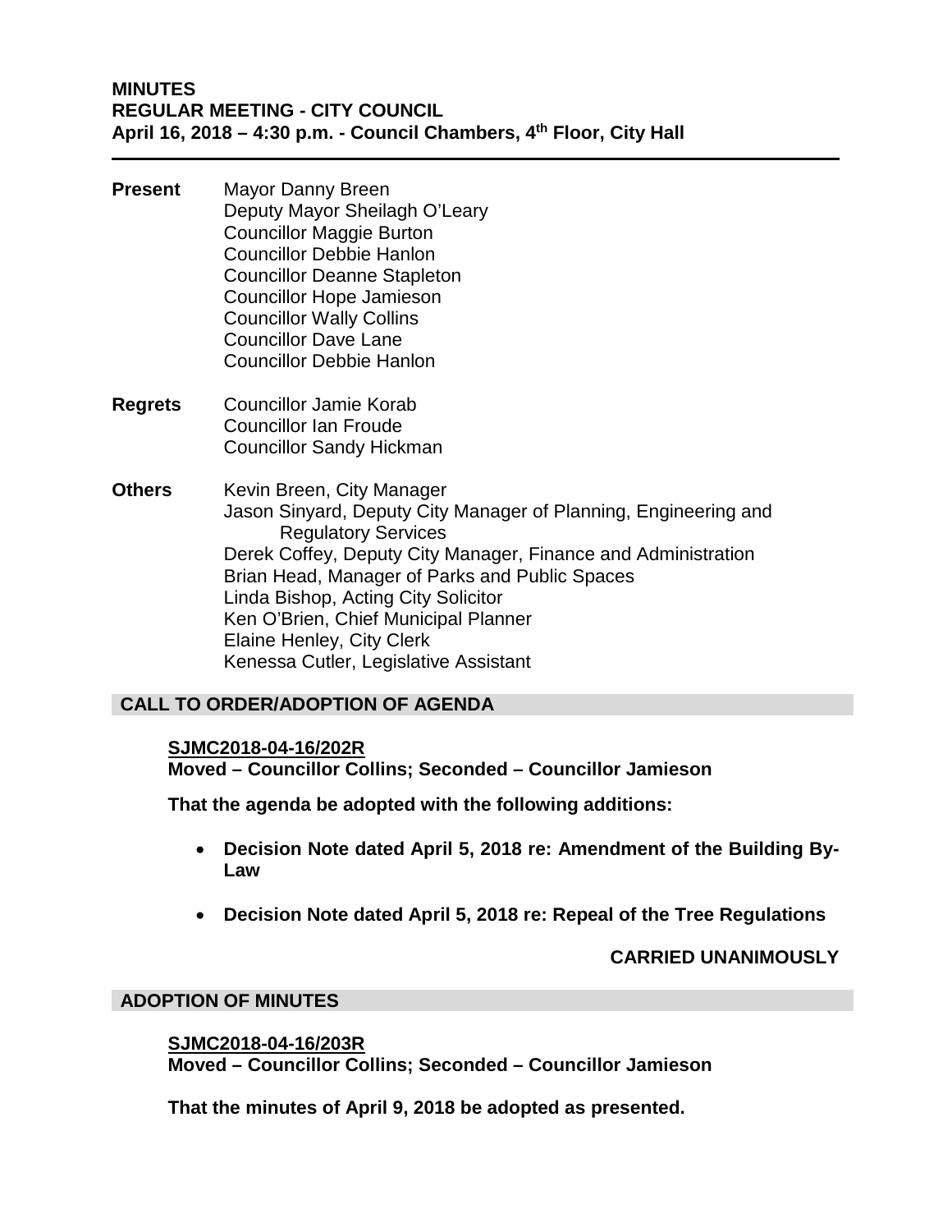**MINUTES**
**REGULAR MEETING - CITY COUNCIL**
**April 16, 2018 – 4:30 p.m. - Council Chambers, 4th Floor, City Hall**

---

**Present**
Mayor Danny Breen
Deputy Mayor Sheilagh O'Leary
Councillor Maggie Burton
Councillor Debbie Hanlon
Councillor Deanne Stapleton
Councillor Hope Jamieson
Councillor Wally Collins
Councillor Dave Lane
Councillor Debbie Hanlon

**Regrets**
Councillor Jamie Korab
Councillor Ian Froude
Councillor Sandy Hickman

**Others**
Kevin Breen, City Manager
Jason Sinyard, Deputy City Manager of Planning, Engineering and Regulatory Services
Derek Coffey, Deputy City Manager, Finance and Administration
Brian Head, Manager of Parks and Public Spaces
Linda Bishop, Acting City Solicitor
Ken O'Brien, Chief Municipal Planner
Elaine Henley, City Clerk
Kenessa Cutler, Legislative Assistant

## CALL TO ORDER/ADOPTION OF AGENDA

**SJMC2018-04-16/202R**
**Moved – Councillor Collins; Seconded – Councillor Jamieson**

**That the agenda be adopted with the following additions:**

- **Decision Note dated April 5, 2018 re: Amendment of the Building By-Law**
- **Decision Note dated April 5, 2018 re: Repeal of the Tree Regulations**

**CARRIED UNANIMOUSLY**

## ADOPTION OF MINUTES

**SJMC2018-04-16/203R**
**Moved – Councillor Collins; Seconded – Councillor Jamieson**

**That the minutes of April 9, 2018 be adopted as presented.**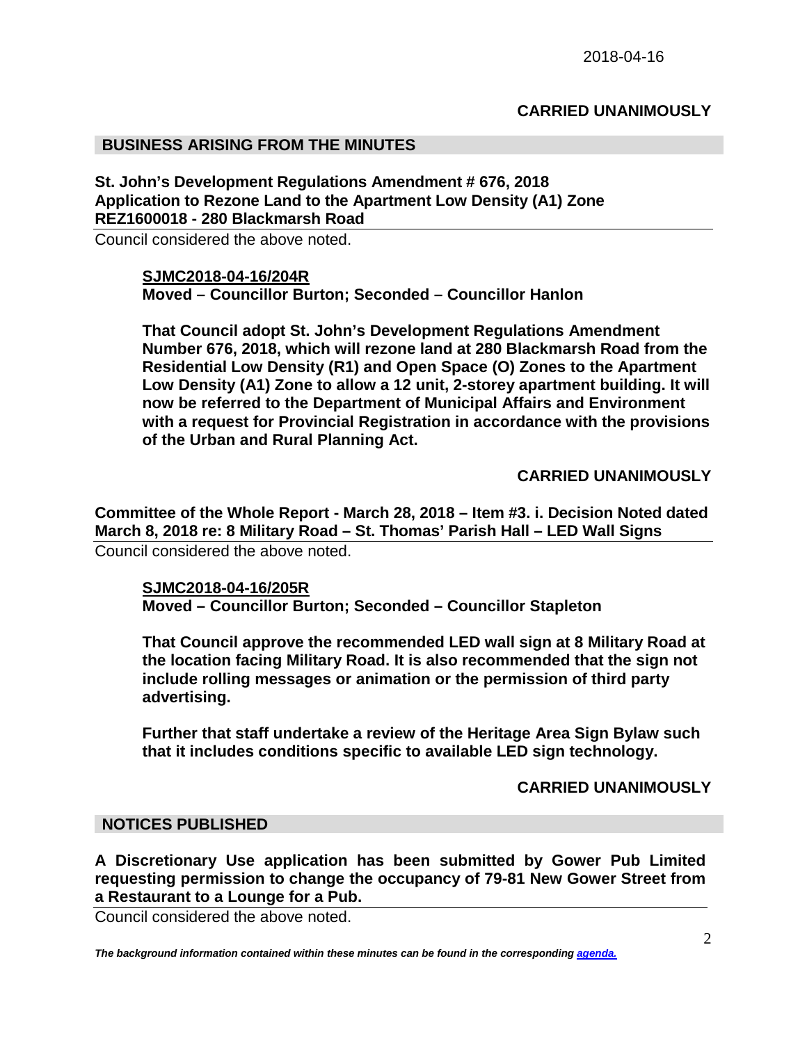**CARRIED UNANIMOUSLY**

## BUSINESS ARISING FROM THE MINUTES

### St. John's Development Regulations Amendment # 676, 2018 Application to Rezone Land to the Apartment Low Density (A1) Zone REZ1600018 - 280 Blackmarsh Road

Council considered the above noted.

**SJMC2018-04-16/204R**
**Moved – Councillor Burton; Seconded – Councillor Hanlon**

**That Council adopt St. John's Development Regulations Amendment Number 676, 2018, which will rezone land at 280 Blackmarsh Road from the Residential Low Density (R1) and Open Space (O) Zones to the Apartment Low Density (A1) Zone to allow a 12 unit, 2-storey apartment building. It will now be referred to the Department of Municipal Affairs and Environment with a request for Provincial Registration in accordance with the provisions of the Urban and Rural Planning Act.**

**CARRIED UNANIMOUSLY**

### Committee of the Whole Report - March 28, 2018 – Item #3. i. Decision Noted dated March 8, 2018 re: 8 Military Road – St. Thomas' Parish Hall – LED Wall Signs

Council considered the above noted.

**SJMC2018-04-16/205R**
**Moved – Councillor Burton; Seconded – Councillor Stapleton**

**That Council approve the recommended LED wall sign at 8 Military Road at the location facing Military Road. It is also recommended that the sign not include rolling messages or animation or the permission of third party advertising.**

**Further that staff undertake a review of the Heritage Area Sign Bylaw such that it includes conditions specific to available LED sign technology.**

**CARRIED UNANIMOUSLY**

## NOTICES PUBLISHED

### A Discretionary Use application has been submitted by Gower Pub Limited requesting permission to change the occupancy of 79-81 New Gower Street from a Restaurant to a Lounge for a Pub.

Council considered the above noted.

*The background information contained within these minutes can be found in the corresponding agenda.*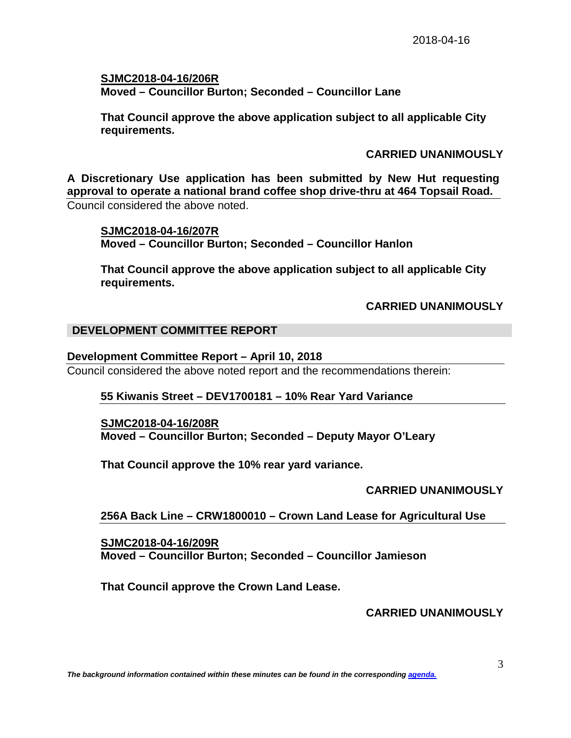**SJMC2018-04-16/206R**
**Moved – Councillor Burton; Seconded – Councillor Lane**

**That Council approve the above application subject to all applicable City requirements.**

**CARRIED UNANIMOUSLY**

**A Discretionary Use application has been submitted by New Hut requesting approval to operate a national brand coffee shop drive-thru at 464 Topsail Road.**

Council considered the above noted.

**SJMC2018-04-16/207R**
**Moved – Councillor Burton; Seconded – Councillor Hanlon**

**That Council approve the above application subject to all applicable City requirements.**

**CARRIED UNANIMOUSLY**

## DEVELOPMENT COMMITTEE REPORT

**Development Committee Report – April 10, 2018**

Council considered the above noted report and the recommendations therein:

**55 Kiwanis Street – DEV1700181 – 10% Rear Yard Variance**

**SJMC2018-04-16/208R**
**Moved – Councillor Burton; Seconded – Deputy Mayor O'Leary**

**That Council approve the 10% rear yard variance.**

**CARRIED UNANIMOUSLY**

**256A Back Line – CRW1800010 – Crown Land Lease for Agricultural Use**

**SJMC2018-04-16/209R**
**Moved – Councillor Burton; Seconded – Councillor Jamieson**

**That Council approve the Crown Land Lease.**

**CARRIED UNANIMOUSLY**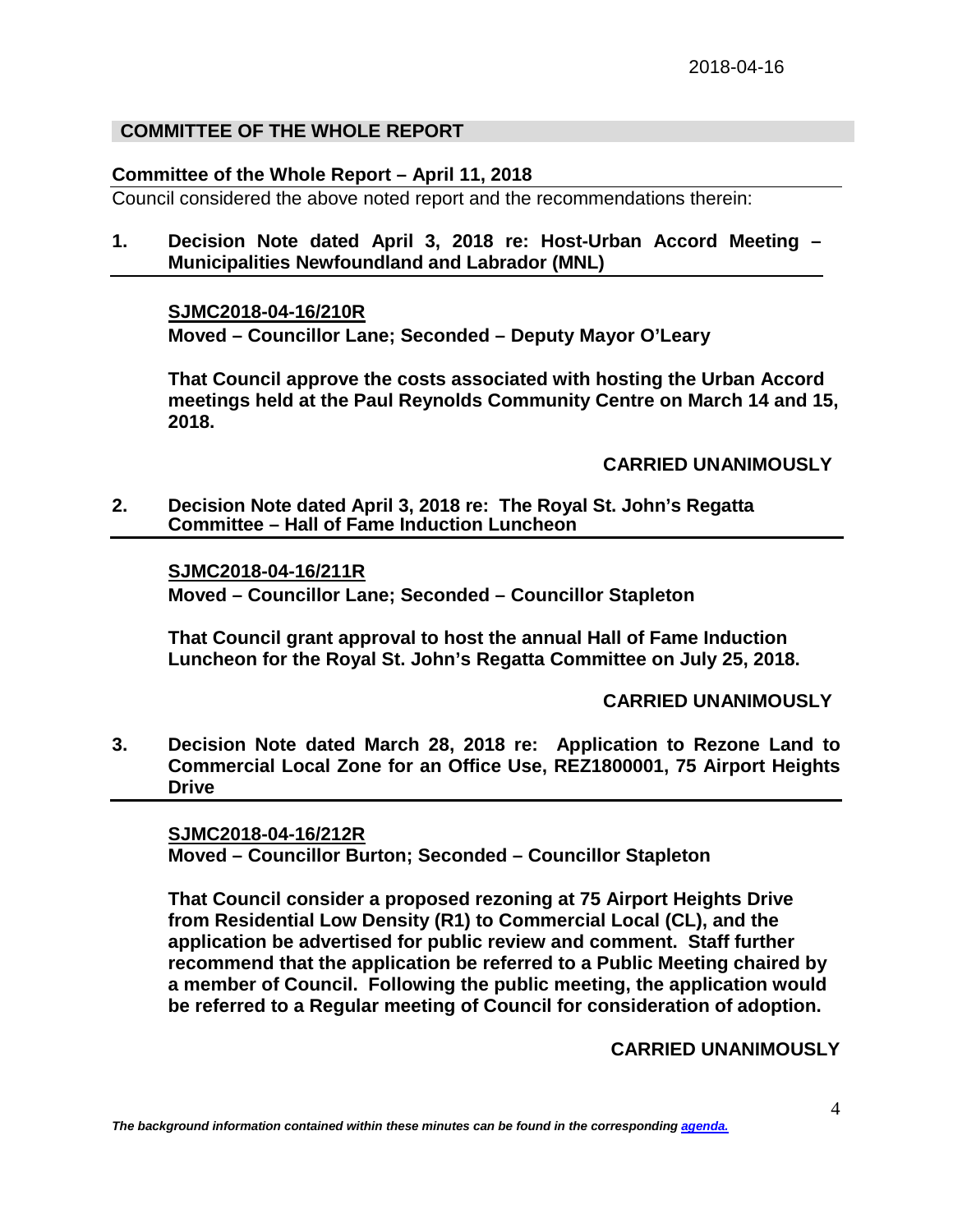2018-04-16

## COMMITTEE OF THE WHOLE REPORT

### Committee of the Whole Report – April 11, 2018

Council considered the above noted report and the recommendations therein:

**1. Decision Note dated April 3, 2018 re: Host-Urban Accord Meeting – Municipalities Newfoundland and Labrador (MNL)**

**SJMC2018-04-16/210R**
**Moved – Councillor Lane; Seconded – Deputy Mayor O'Leary**

**That Council approve the costs associated with hosting the Urban Accord meetings held at the Paul Reynolds Community Centre on March 14 and 15, 2018.**

**CARRIED UNANIMOUSLY**

**2. Decision Note dated April 3, 2018 re: The Royal St. John's Regatta Committee – Hall of Fame Induction Luncheon**

**SJMC2018-04-16/211R**
**Moved – Councillor Lane; Seconded – Councillor Stapleton**

**That Council grant approval to host the annual Hall of Fame Induction Luncheon for the Royal St. John's Regatta Committee on July 25, 2018.**

**CARRIED UNANIMOUSLY**

**3. Decision Note dated March 28, 2018 re: Application to Rezone Land to Commercial Local Zone for an Office Use, REZ1800001, 75 Airport Heights Drive**

**SJMC2018-04-16/212R**
**Moved – Councillor Burton; Seconded – Councillor Stapleton**

**That Council consider a proposed rezoning at 75 Airport Heights Drive from Residential Low Density (R1) to Commercial Local (CL), and the application be advertised for public review and comment. Staff further recommend that the application be referred to a Public Meeting chaired by a member of Council. Following the public meeting, the application would be referred to a Regular meeting of Council for consideration of adoption.**

**CARRIED UNANIMOUSLY**

*The background information contained within these minutes can be found in the corresponding agenda.*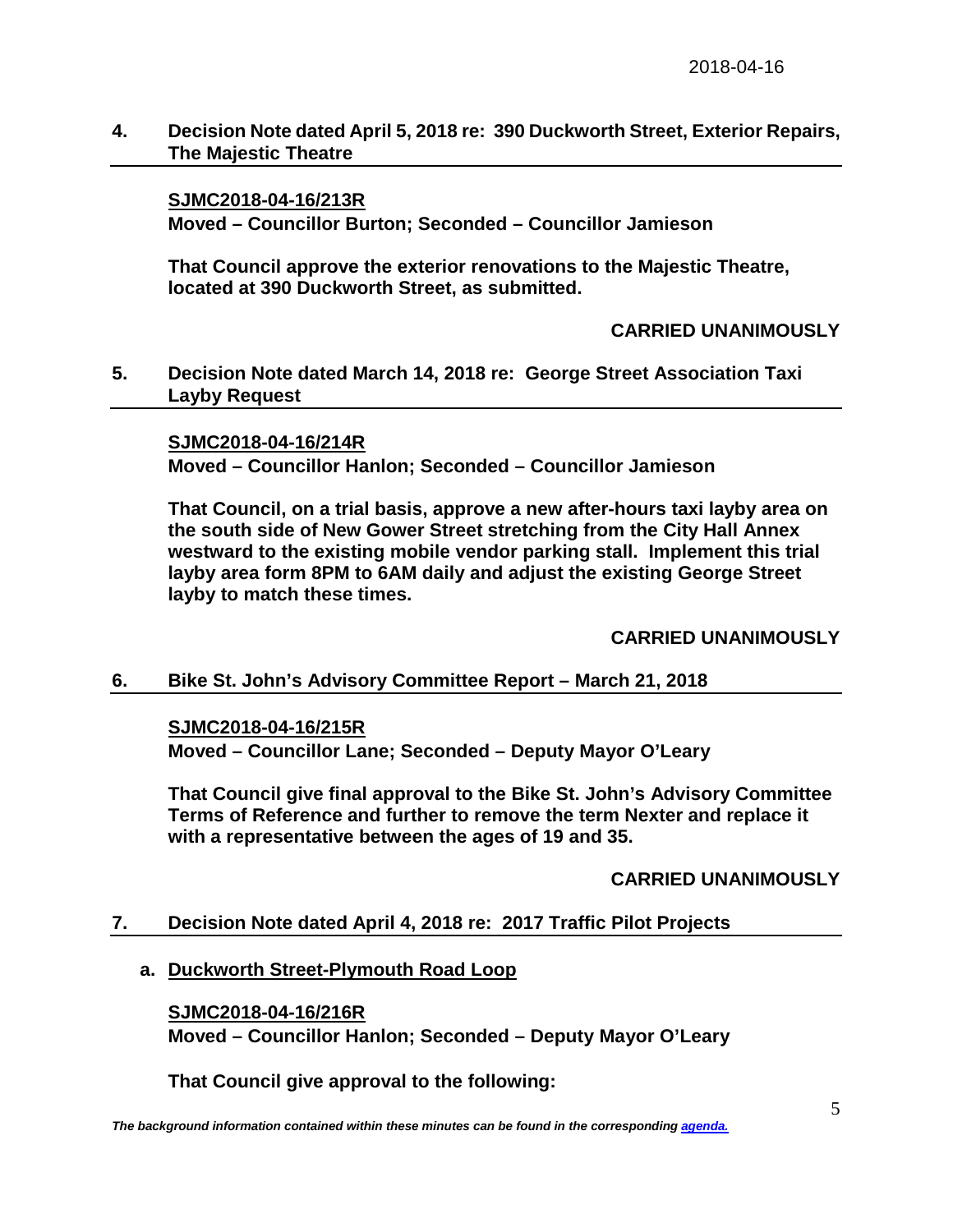## 4. Decision Note dated April 5, 2018 re: 390 Duckworth Street, Exterior Repairs, The Majestic Theatre

**SJMC2018-04-16/213R**
**Moved – Councillor Burton; Seconded – Councillor Jamieson**

**That Council approve the exterior renovations to the Majestic Theatre, located at 390 Duckworth Street, as submitted.**

**CARRIED UNANIMOUSLY**

## 5. Decision Note dated March 14, 2018 re: George Street Association Taxi Layby Request

**SJMC2018-04-16/214R**
**Moved – Councillor Hanlon; Seconded – Councillor Jamieson**

**That Council, on a trial basis, approve a new after-hours taxi layby area on the south side of New Gower Street stretching from the City Hall Annex westward to the existing mobile vendor parking stall. Implement this trial layby area form 8PM to 6AM daily and adjust the existing George Street layby to match these times.**

**CARRIED UNANIMOUSLY**

## 6. Bike St. John's Advisory Committee Report – March 21, 2018

**SJMC2018-04-16/215R**
**Moved – Councillor Lane; Seconded – Deputy Mayor O'Leary**

**That Council give final approval to the Bike St. John's Advisory Committee Terms of Reference and further to remove the term Nexter and replace it with a representative between the ages of 19 and 35.**

**CARRIED UNANIMOUSLY**

## 7. Decision Note dated April 4, 2018 re: 2017 Traffic Pilot Projects

### a. Duckworth Street-Plymouth Road Loop

**SJMC2018-04-16/216R**
**Moved – Councillor Hanlon; Seconded – Deputy Mayor O'Leary**

**That Council give approval to the following:**

*The background information contained within these minutes can be found in the corresponding agenda.*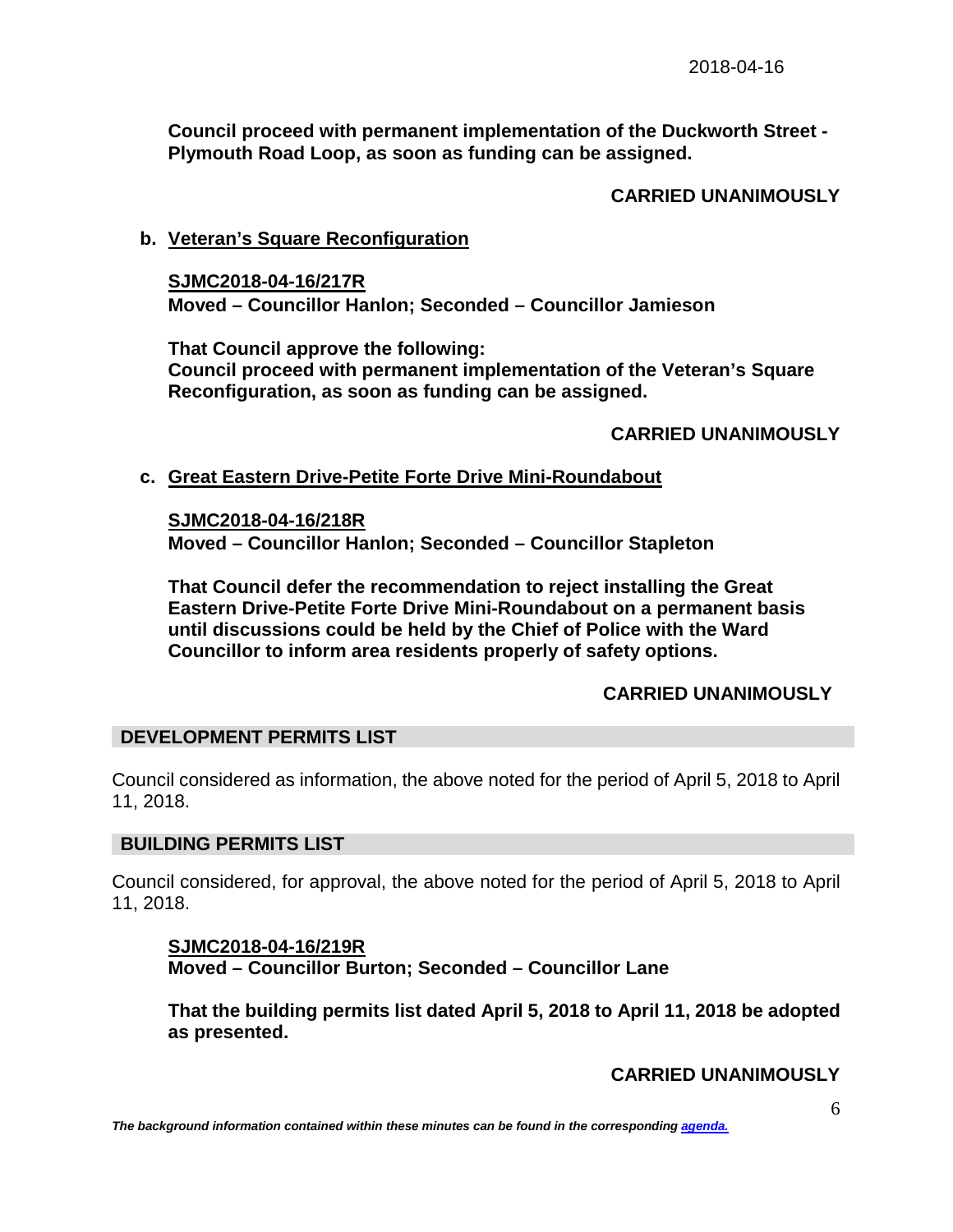**Council proceed with permanent implementation of the Duckworth Street - Plymouth Road Loop, as soon as funding can be assigned.**

**CARRIED UNANIMOUSLY**

**b. Veteran's Square Reconfiguration**

**SJMC2018-04-16/217R**
**Moved – Councillor Hanlon; Seconded – Councillor Jamieson**

**That Council approve the following:**
**Council proceed with permanent implementation of the Veteran's Square Reconfiguration, as soon as funding can be assigned.**

**CARRIED UNANIMOUSLY**

**c. Great Eastern Drive-Petite Forte Drive Mini-Roundabout**

**SJMC2018-04-16/218R**
**Moved – Councillor Hanlon; Seconded – Councillor Stapleton**

**That Council defer the recommendation to reject installing the Great Eastern Drive-Petite Forte Drive Mini-Roundabout on a permanent basis until discussions could be held by the Chief of Police with the Ward Councillor to inform area residents properly of safety options.**

**CARRIED UNANIMOUSLY**

## DEVELOPMENT PERMITS LIST

Council considered as information, the above noted for the period of April 5, 2018 to April 11, 2018.

## BUILDING PERMITS LIST

Council considered, for approval, the above noted for the period of April 5, 2018 to April 11, 2018.

**SJMC2018-04-16/219R**
**Moved – Councillor Burton; Seconded – Councillor Lane**

**That the building permits list dated April 5, 2018 to April 11, 2018 be adopted as presented.**

**CARRIED UNANIMOUSLY**

*The background information contained within these minutes can be found in the corresponding agenda.*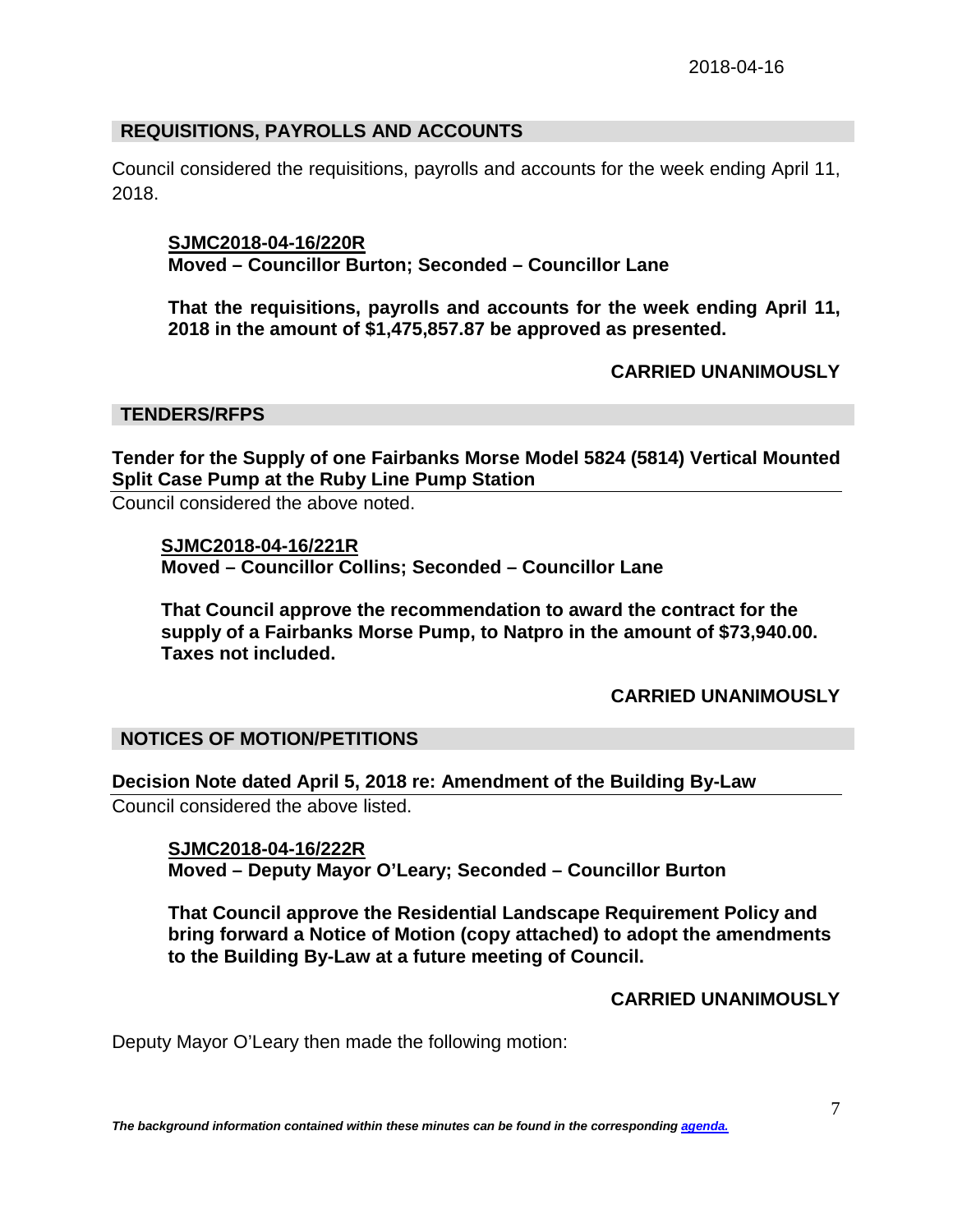## REQUISITIONS, PAYROLLS AND ACCOUNTS

Council considered the requisitions, payrolls and accounts for the week ending April 11, 2018.

> **SJMC2018-04-16/220R**
> **Moved – Councillor Burton; Seconded – Councillor Lane**
>
> **That the requisitions, payrolls and accounts for the week ending April 11, 2018 in the amount of $1,475,857.87 be approved as presented.**
>
> **CARRIED UNANIMOUSLY**

## TENDERS/RFPS

### Tender for the Supply of one Fairbanks Morse Model 5824 (5814) Vertical Mounted Split Case Pump at the Ruby Line Pump Station

Council considered the above noted.

> **SJMC2018-04-16/221R**
> **Moved – Councillor Collins; Seconded – Councillor Lane**
>
> **That Council approve the recommendation to award the contract for the supply of a Fairbanks Morse Pump, to Natpro in the amount of $73,940.00. Taxes not included.**
>
> **CARRIED UNANIMOUSLY**

## NOTICES OF MOTION/PETITIONS

### Decision Note dated April 5, 2018 re: Amendment of the Building By-Law

Council considered the above listed.

> **SJMC2018-04-16/222R**
> **Moved – Deputy Mayor O'Leary; Seconded – Councillor Burton**
>
> **That Council approve the Residential Landscape Requirement Policy and bring forward a Notice of Motion (copy attached) to adopt the amendments to the Building By-Law at a future meeting of Council.**
>
> **CARRIED UNANIMOUSLY**

Deputy Mayor O'Leary then made the following motion:

***The background information contained within these minutes can be found in the corresponding agenda.***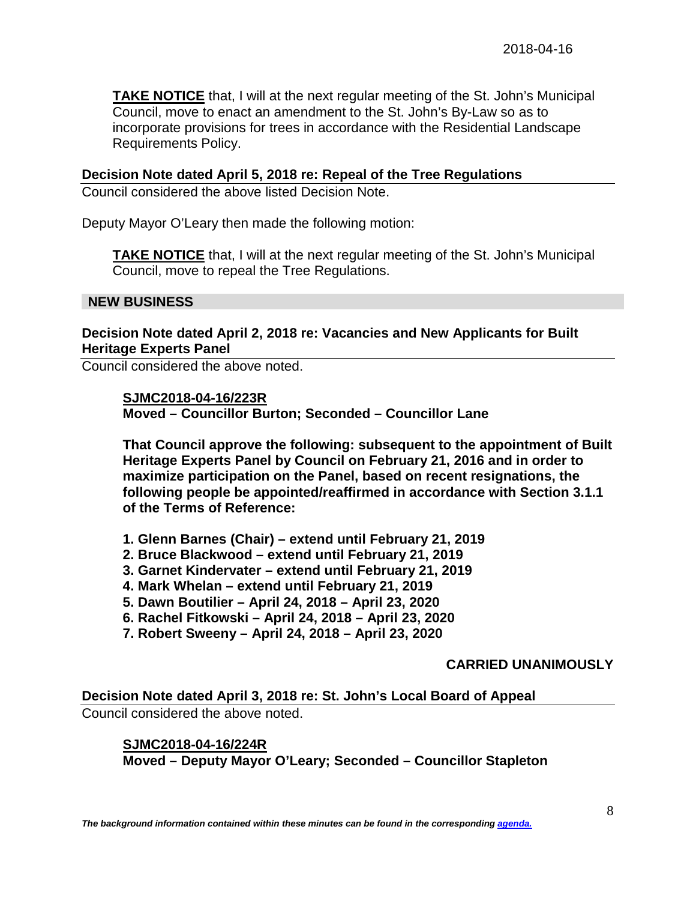**TAKE NOTICE** that, I will at the next regular meeting of the St. John's Municipal Council, move to enact an amendment to the St. John's By-Law so as to incorporate provisions for trees in accordance with the Residential Landscape Requirements Policy.

**Decision Note dated April 5, 2018 re: Repeal of the Tree Regulations**

Council considered the above listed Decision Note.

Deputy Mayor O'Leary then made the following motion:

**TAKE NOTICE** that, I will at the next regular meeting of the St. John's Municipal Council, move to repeal the Tree Regulations.

## NEW BUSINESS

**Decision Note dated April 2, 2018 re: Vacancies and New Applicants for Built Heritage Experts Panel**

Council considered the above noted.

**SJMC2018-04-16/223R**
**Moved – Councillor Burton; Seconded – Councillor Lane**

**That Council approve the following: subsequent to the appointment of Built Heritage Experts Panel by Council on February 21, 2016 and in order to maximize participation on the Panel, based on recent resignations, the following people be appointed/reaffirmed in accordance with Section 3.1.1 of the Terms of Reference:**

1. **Glenn Barnes (Chair) – extend until February 21, 2019**
2. **Bruce Blackwood – extend until February 21, 2019**
3. **Garnet Kindervater – extend until February 21, 2019**
4. **Mark Whelan – extend until February 21, 2019**
5. **Dawn Boutilier – April 24, 2018 – April 23, 2020**
6. **Rachel Fitkowski – April 24, 2018 – April 23, 2020**
7. **Robert Sweeny – April 24, 2018 – April 23, 2020**

**CARRIED UNANIMOUSLY**

**Decision Note dated April 3, 2018 re: St. John's Local Board of Appeal**

Council considered the above noted.

**SJMC2018-04-16/224R**
**Moved – Deputy Mayor O'Leary; Seconded – Councillor Stapleton**

*The background information contained within these minutes can be found in the corresponding agenda.*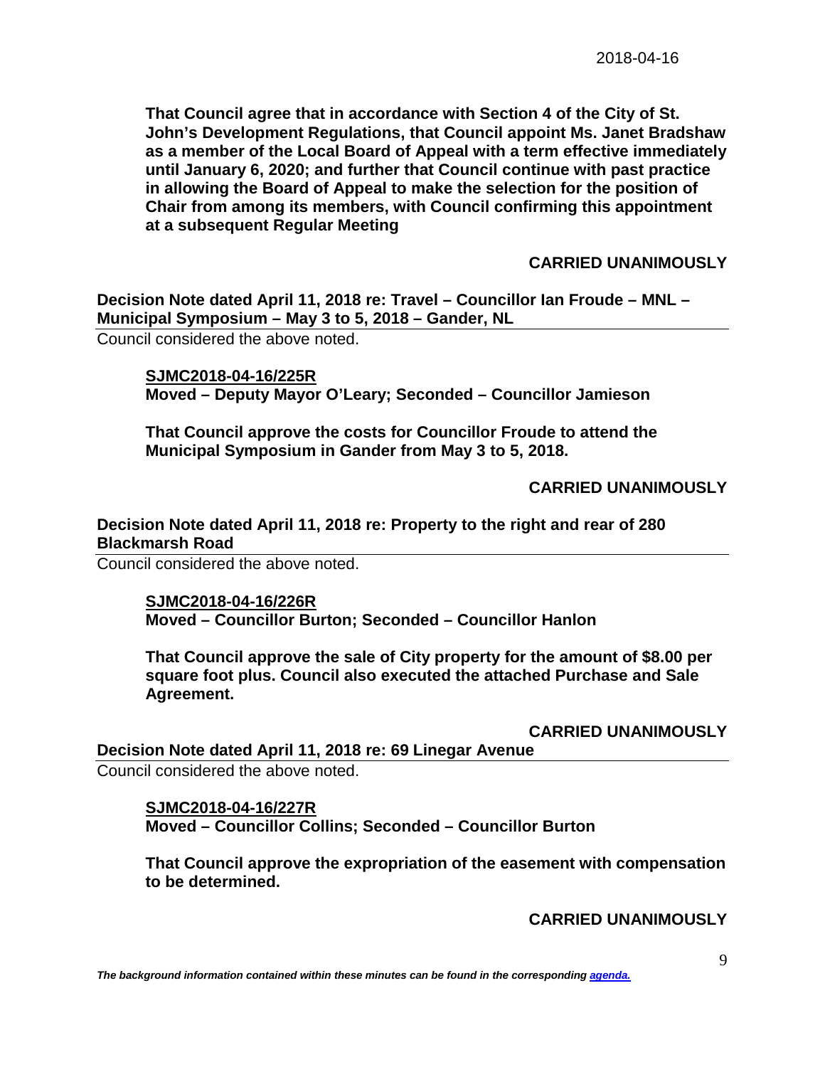**That Council agree that in accordance with Section 4 of the City of St. John's Development Regulations, that Council appoint Ms. Janet Bradshaw as a member of the Local Board of Appeal with a term effective immediately until January 6, 2020; and further that Council continue with past practice in allowing the Board of Appeal to make the selection for the position of Chair from among its members, with Council confirming this appointment at a subsequent Regular Meeting**

**CARRIED UNANIMOUSLY**

**Decision Note dated April 11, 2018 re: Travel – Councillor Ian Froude – MNL – Municipal Symposium – May 3 to 5, 2018 – Gander, NL**

Council considered the above noted.

**SJMC2018-04-16/225R**
**Moved – Deputy Mayor O'Leary; Seconded – Councillor Jamieson**

**That Council approve the costs for Councillor Froude to attend the Municipal Symposium in Gander from May 3 to 5, 2018.**

**CARRIED UNANIMOUSLY**

**Decision Note dated April 11, 2018 re: Property to the right and rear of 280 Blackmarsh Road**

Council considered the above noted.

**SJMC2018-04-16/226R**
**Moved – Councillor Burton; Seconded – Councillor Hanlon**

**That Council approve the sale of City property for the amount of $8.00 per square foot plus. Council also executed the attached Purchase and Sale Agreement.**

**CARRIED UNANIMOUSLY**

**Decision Note dated April 11, 2018 re: 69 Linegar Avenue**

Council considered the above noted.

**SJMC2018-04-16/227R**
**Moved – Councillor Collins; Seconded – Councillor Burton**

**That Council approve the expropriation of the easement with compensation to be determined.**

**CARRIED UNANIMOUSLY**

*The background information contained within these minutes can be found in the corresponding agenda.*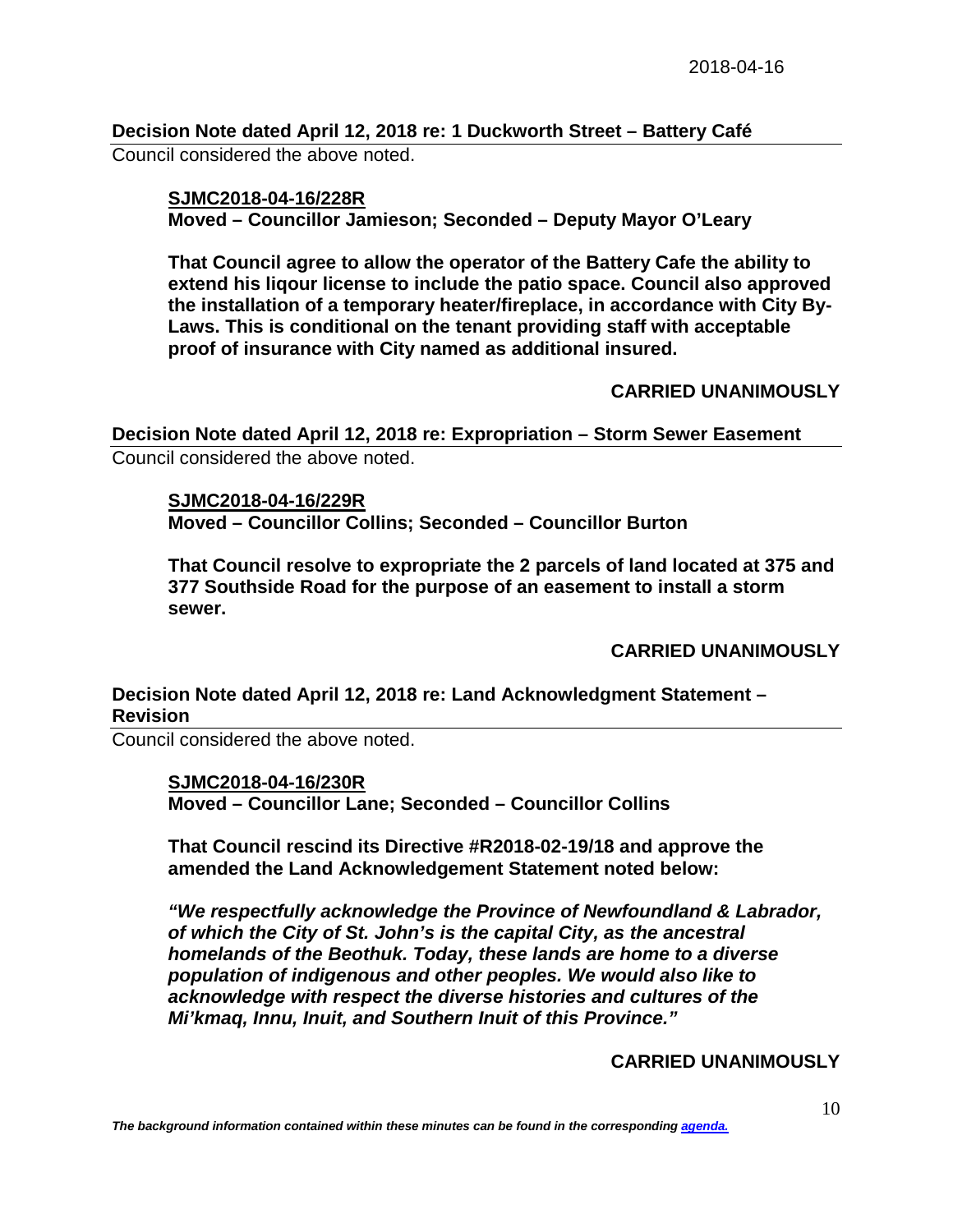**Decision Note dated April 12, 2018 re: 1 Duckworth Street – Battery Café**

Council considered the above noted.

**SJMC2018-04-16/228R**
**Moved – Councillor Jamieson; Seconded – Deputy Mayor O'Leary**

**That Council agree to allow the operator of the Battery Cafe the ability to extend his liqour license to include the patio space. Council also approved the installation of a temporary heater/fireplace, in accordance with City By-Laws. This is conditional on the tenant providing staff with acceptable proof of insurance with City named as additional insured.**

**CARRIED UNANIMOUSLY**

**Decision Note dated April 12, 2018 re: Expropriation – Storm Sewer Easement**

Council considered the above noted.

**SJMC2018-04-16/229R**
**Moved – Councillor Collins; Seconded – Councillor Burton**

**That Council resolve to expropriate the 2 parcels of land located at 375 and 377 Southside Road for the purpose of an easement to install a storm sewer.**

**CARRIED UNANIMOUSLY**

**Decision Note dated April 12, 2018 re: Land Acknowledgment Statement – Revision**

Council considered the above noted.

**SJMC2018-04-16/230R**
**Moved – Councillor Lane; Seconded – Councillor Collins**

**That Council rescind its Directive #R2018-02-19/18 and approve the amended the Land Acknowledgement Statement noted below:**

***"We respectfully acknowledge the Province of Newfoundland & Labrador, of which the City of St. John's is the capital City, as the ancestral homelands of the Beothuk. Today, these lands are home to a diverse population of indigenous and other peoples. We would also like to acknowledge with respect the diverse histories and cultures of the Mi'kmaq, Innu, Inuit, and Southern Inuit of this Province."***

**CARRIED UNANIMOUSLY**

*The background information contained within these minutes can be found in the corresponding agenda.*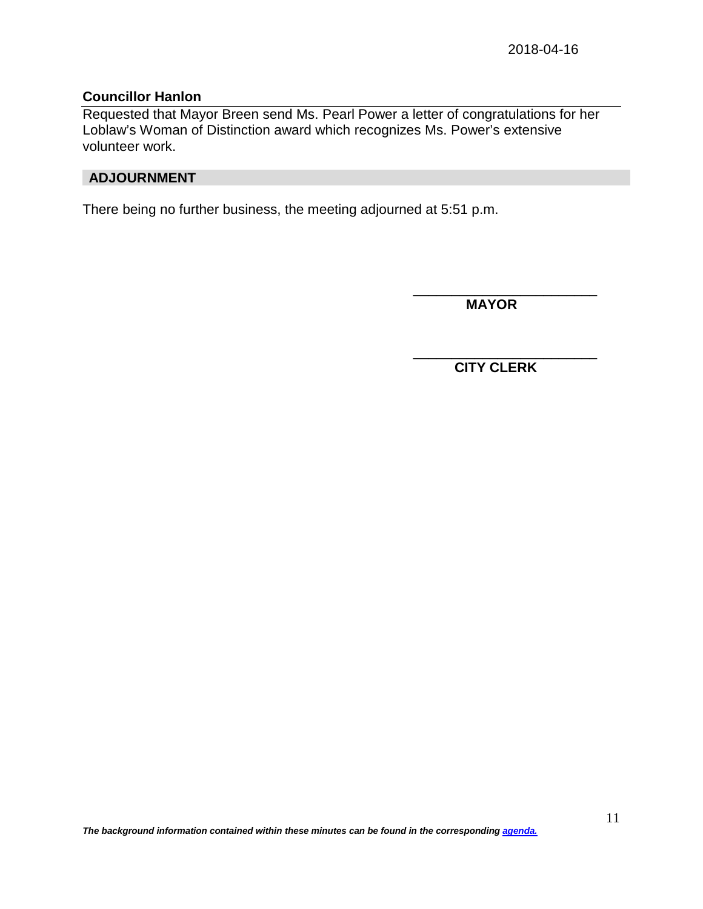### Councillor Hanlon

Requested that Mayor Breen send Ms. Pearl Power a letter of congratulations for her Loblaw's Woman of Distinction award which recognizes Ms. Power's extensive volunteer work.

## ADJOURNMENT

There being no further business, the meeting adjourned at 5:51 p.m.

\_\_\_\_\_\_\_\_\_\_\_\_\_\_\_\_\_\_\_\_\_\_\_\_\_
**MAYOR**

\_\_\_\_\_\_\_\_\_\_\_\_\_\_\_\_\_\_\_\_\_\_\_\_\_
**CITY CLERK**

***The background information contained within these minutes can be found in the corresponding [agenda.](agenda)***